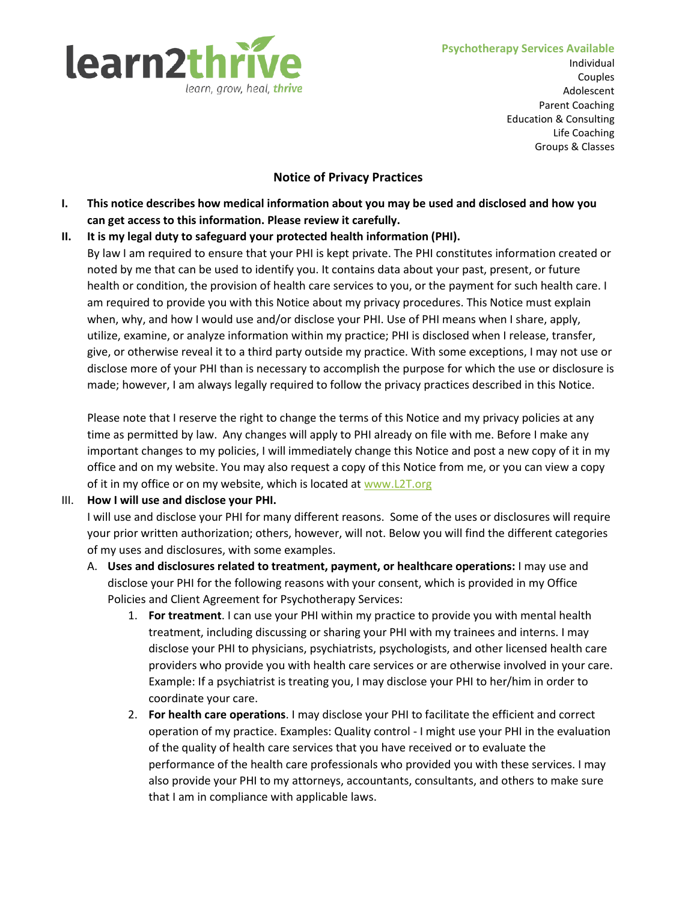learn2thrive

learn, grow, heal, ***thrive***

**Psychotherapy Services Available**
Individual
Couples
Adolescent
Parent Coaching
Education & Consulting
Life Coaching
Groups & Classes

# Notice of Privacy Practices

**I. This notice describes how medical information about you may be used and disclosed and how you can get access to this information. Please review it carefully.**

**II. It is my legal duty to safeguard your protected health information (PHI).**

By law I am required to ensure that your PHI is kept private. The PHI constitutes information created or noted by me that can be used to identify you. It contains data about your past, present, or future health or condition, the provision of health care services to you, or the payment for such health care. I am required to provide you with this Notice about my privacy procedures. This Notice must explain when, why, and how I would use and/or disclose your PHI. Use of PHI means when I share, apply, utilize, examine, or analyze information within my practice; PHI is disclosed when I release, transfer, give, or otherwise reveal it to a third party outside my practice. With some exceptions, I may not use or disclose more of your PHI than is necessary to accomplish the purpose for which the use or disclosure is made; however, I am always legally required to follow the privacy practices described in this Notice.

Please note that I reserve the right to change the terms of this Notice and my privacy policies at any time as permitted by law. Any changes will apply to PHI already on file with me. Before I make any important changes to my policies, I will immediately change this Notice and post a new copy of it in my office and on my website. You may also request a copy of this Notice from me, or you can view a copy of it in my office or on my website, which is located at www.L2T.org

III. **How I will use and disclose your PHI.**

I will use and disclose your PHI for many different reasons. Some of the uses or disclosures will require your prior written authorization; others, however, will not. Below you will find the different categories of my uses and disclosures, with some examples.

A. **Uses and disclosures related to treatment, payment, or healthcare operations:** I may use and disclose your PHI for the following reasons with your consent, which is provided in my Office Policies and Client Agreement for Psychotherapy Services:

1. **For treatment**. I can use your PHI within my practice to provide you with mental health treatment, including discussing or sharing your PHI with my trainees and interns. I may disclose your PHI to physicians, psychiatrists, psychologists, and other licensed health care providers who provide you with health care services or are otherwise involved in your care. Example: If a psychiatrist is treating you, I may disclose your PHI to her/him in order to coordinate your care.
2. **For health care operations**. I may disclose your PHI to facilitate the efficient and correct operation of my practice. Examples: Quality control - I might use your PHI in the evaluation of the quality of health care services that you have received or to evaluate the performance of the health care professionals who provided you with these services. I may also provide your PHI to my attorneys, accountants, consultants, and others to make sure that I am in compliance with applicable laws.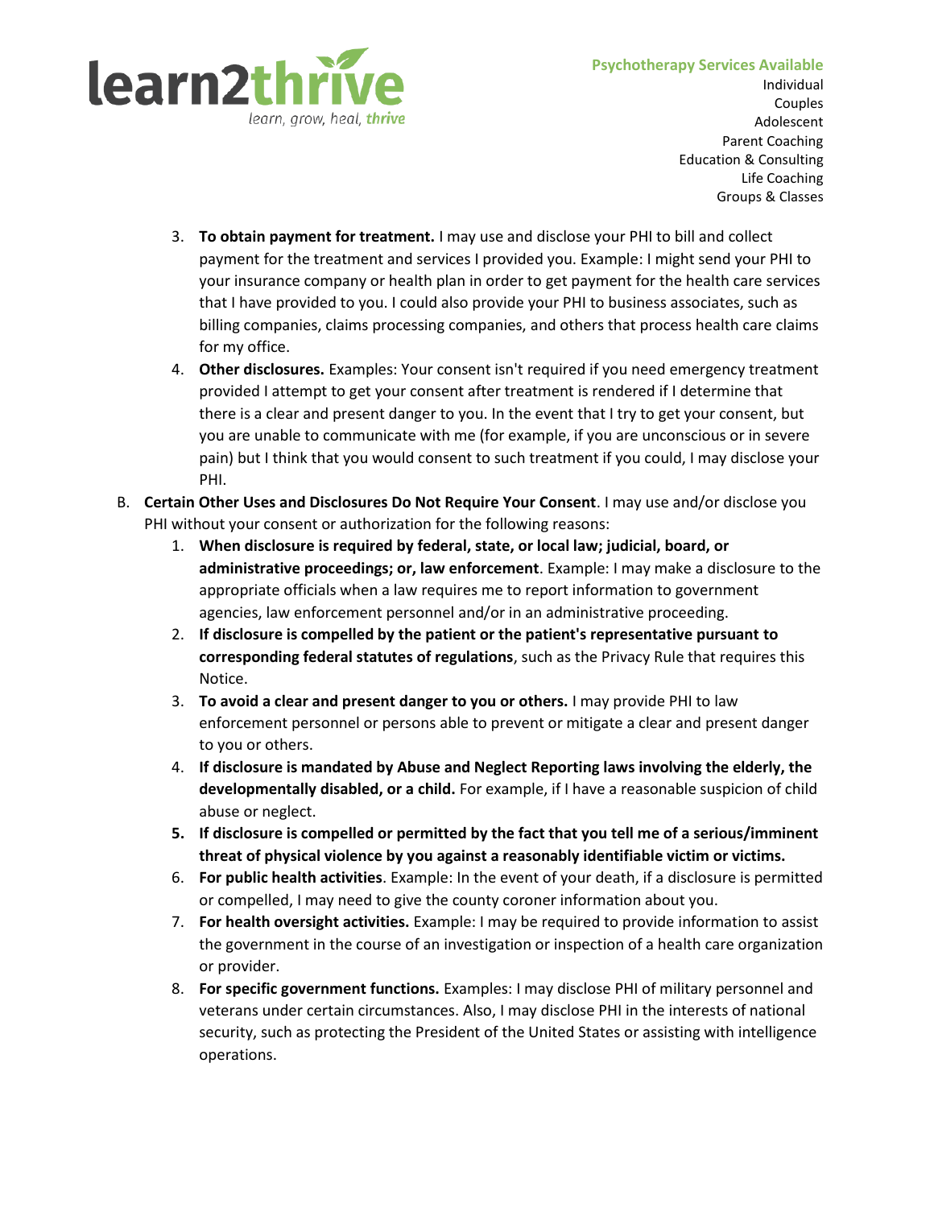3. **To obtain payment for treatment.** I may use and disclose your PHI to bill and collect payment for the treatment and services I provided you. Example: I might send your PHI to your insurance company or health plan in order to get payment for the health care services that I have provided to you. I could also provide your PHI to business associates, such as billing companies, claims processing companies, and others that process health care claims for my office.
4. **Other disclosures.** Examples: Your consent isn't required if you need emergency treatment provided I attempt to get your consent after treatment is rendered if I determine that there is a clear and present danger to you. In the event that I try to get your consent, but you are unable to communicate with me (for example, if you are unconscious or in severe pain) but I think that you would consent to such treatment if you could, I may disclose your PHI.

B. **Certain Other Uses and Disclosures Do Not Require Your Consent**. I may use and/or disclose you PHI without your consent or authorization for the following reasons:

1. **When disclosure is required by federal, state, or local law; judicial, board, or administrative proceedings; or, law enforcement**. Example: I may make a disclosure to the appropriate officials when a law requires me to report information to government agencies, law enforcement personnel and/or in an administrative proceeding.
2. **If disclosure is compelled by the patient or the patient's representative pursuant to corresponding federal statutes of regulations**, such as the Privacy Rule that requires this Notice.
3. **To avoid a clear and present danger to you or others.** I may provide PHI to law enforcement personnel or persons able to prevent or mitigate a clear and present danger to you or others.
4. **If disclosure is mandated by Abuse and Neglect Reporting laws involving the elderly, the developmentally disabled, or a child.** For example, if I have a reasonable suspicion of child abuse or neglect.
5. **If disclosure is compelled or permitted by the fact that you tell me of a serious/imminent threat of physical violence by you against a reasonably identifiable victim or victims.**
6. **For public health activities**. Example: In the event of your death, if a disclosure is permitted or compelled, I may need to give the county coroner information about you.
7. **For health oversight activities.** Example: I may be required to provide information to assist the government in the course of an investigation or inspection of a health care organization or provider.
8. **For specific government functions.** Examples: I may disclose PHI of military personnel and veterans under certain circumstances. Also, I may disclose PHI in the interests of national security, such as protecting the President of the United States or assisting with intelligence operations.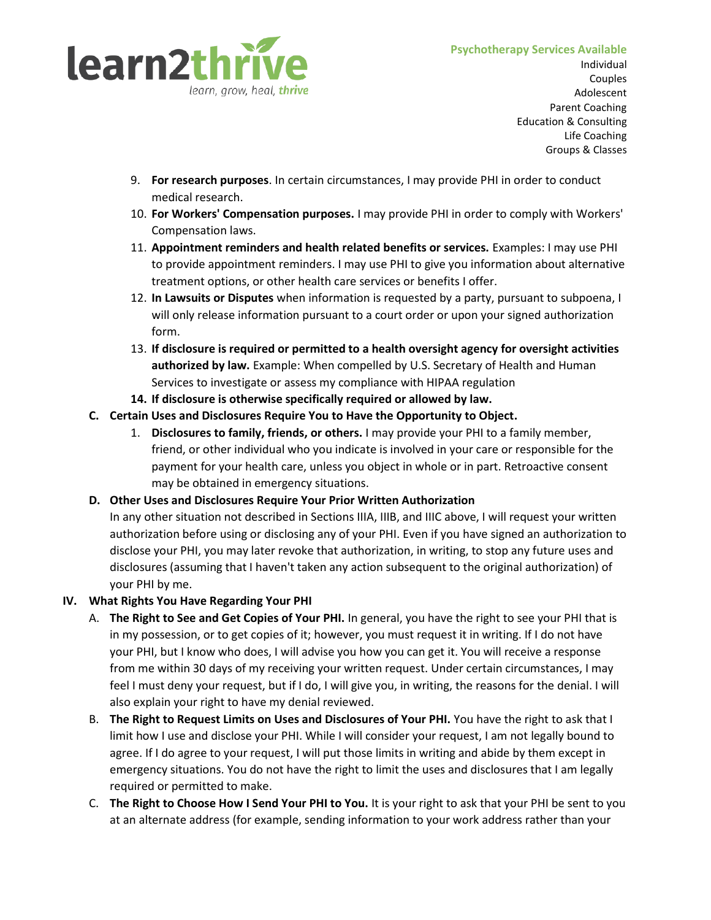9. **For research purposes**. In certain circumstances, I may provide PHI in order to conduct medical research.
10. **For Workers' Compensation purposes.** I may provide PHI in order to comply with Workers' Compensation laws.
11. **Appointment reminders and health related benefits or services.** Examples: I may use PHI to provide appointment reminders. I may use PHI to give you information about alternative treatment options, or other health care services or benefits I offer.
12. **In Lawsuits or Disputes** when information is requested by a party, pursuant to subpoena, I will only release information pursuant to a court order or upon your signed authorization form.
13. **If disclosure is required or permitted to a health oversight agency for oversight activities authorized by law.** Example: When compelled by U.S. Secretary of Health and Human Services to investigate or assess my compliance with HIPAA regulation
14. **If disclosure is otherwise specifically required or allowed by law.**

**C. Certain Uses and Disclosures Require You to Have the Opportunity to Object.**

1. **Disclosures to family, friends, or others.** I may provide your PHI to a family member, friend, or other individual who you indicate is involved in your care or responsible for the payment for your health care, unless you object in whole or in part. Retroactive consent may be obtained in emergency situations.

**D. Other Uses and Disclosures Require Your Prior Written Authorization**

In any other situation not described in Sections IIIA, IIIB, and IIIC above, I will request your written authorization before using or disclosing any of your PHI. Even if you have signed an authorization to disclose your PHI, you may later revoke that authorization, in writing, to stop any future uses and disclosures (assuming that I haven't taken any action subsequent to the original authorization) of your PHI by me.

## IV. What Rights You Have Regarding Your PHI

A. **The Right to See and Get Copies of Your PHI.** In general, you have the right to see your PHI that is in my possession, or to get copies of it; however, you must request it in writing. If I do not have your PHI, but I know who does, I will advise you how you can get it. You will receive a response from me within 30 days of my receiving your written request. Under certain circumstances, I may feel I must deny your request, but if I do, I will give you, in writing, the reasons for the denial. I will also explain your right to have my denial reviewed.

B. **The Right to Request Limits on Uses and Disclosures of Your PHI.** You have the right to ask that I limit how I use and disclose your PHI. While I will consider your request, I am not legally bound to agree. If I do agree to your request, I will put those limits in writing and abide by them except in emergency situations. You do not have the right to limit the uses and disclosures that I am legally required or permitted to make.

C. **The Right to Choose How I Send Your PHI to You.** It is your right to ask that your PHI be sent to you at an alternate address (for example, sending information to your work address rather than your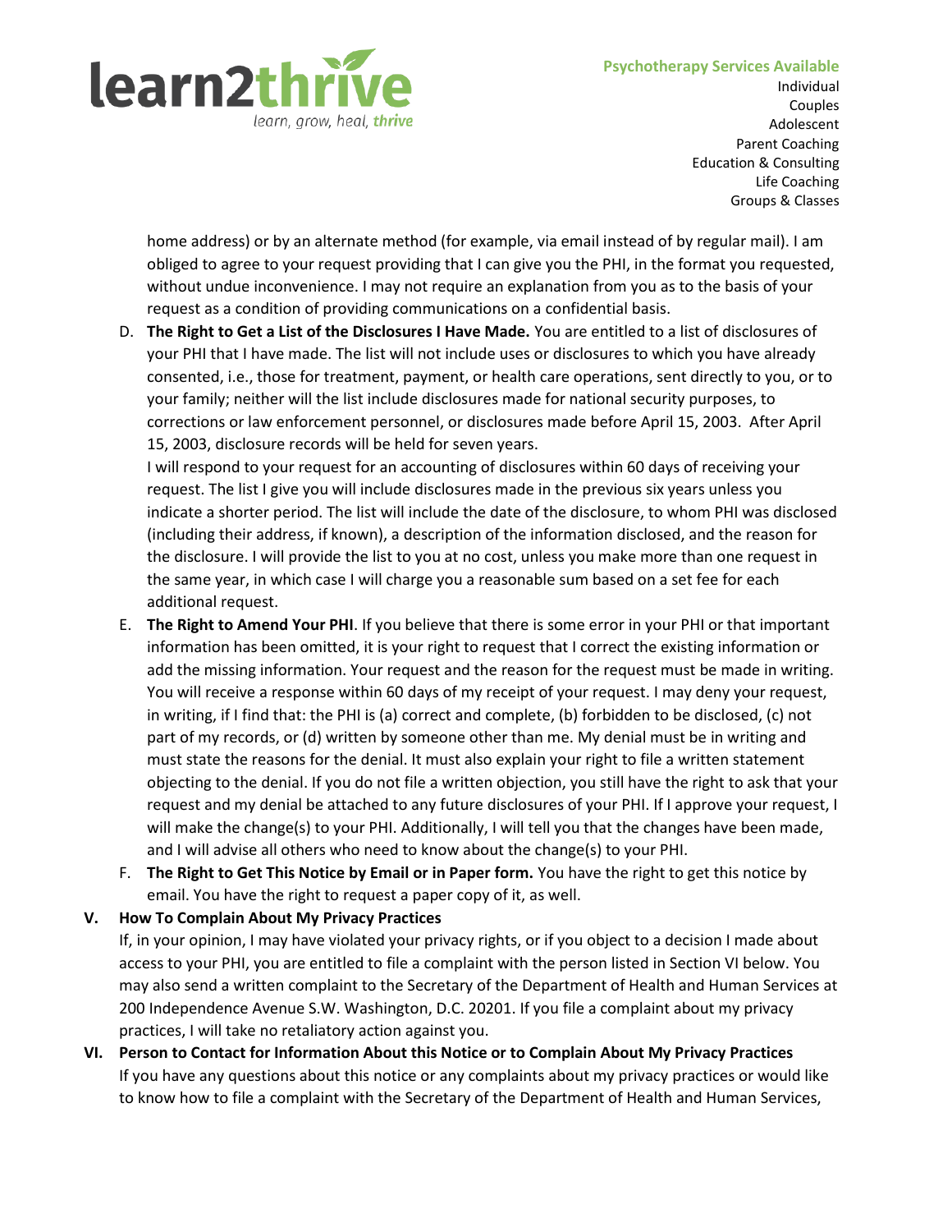home address) or by an alternate method (for example, via email instead of by regular mail). I am obliged to agree to your request providing that I can give you the PHI, in the format you requested, without undue inconvenience. I may not require an explanation from you as to the basis of your request as a condition of providing communications on a confidential basis.

D. **The Right to Get a List of the Disclosures I Have Made.** You are entitled to a list of disclosures of your PHI that I have made. The list will not include uses or disclosures to which you have already consented, i.e., those for treatment, payment, or health care operations, sent directly to you, or to your family; neither will the list include disclosures made for national security purposes, to corrections or law enforcement personnel, or disclosures made before April 15, 2003. After April 15, 2003, disclosure records will be held for seven years.

   I will respond to your request for an accounting of disclosures within 60 days of receiving your request. The list I give you will include disclosures made in the previous six years unless you indicate a shorter period. The list will include the date of the disclosure, to whom PHI was disclosed (including their address, if known), a description of the information disclosed, and the reason for the disclosure. I will provide the list to you at no cost, unless you make more than one request in the same year, in which case I will charge you a reasonable sum based on a set fee for each additional request.

E. **The Right to Amend Your PHI**. If you believe that there is some error in your PHI or that important information has been omitted, it is your right to request that I correct the existing information or add the missing information. Your request and the reason for the request must be made in writing. You will receive a response within 60 days of my receipt of your request. I may deny your request, in writing, if I find that: the PHI is (a) correct and complete, (b) forbidden to be disclosed, (c) not part of my records, or (d) written by someone other than me. My denial must be in writing and must state the reasons for the denial. It must also explain your right to file a written statement objecting to the denial. If you do not file a written objection, you still have the right to ask that your request and my denial be attached to any future disclosures of your PHI. If I approve your request, I will make the change(s) to your PHI. Additionally, I will tell you that the changes have been made, and I will advise all others who need to know about the change(s) to your PHI.

F. **The Right to Get This Notice by Email or in Paper form.** You have the right to get this notice by email. You have the right to request a paper copy of it, as well.

**V. How To Complain About My Privacy Practices**

If, in your opinion, I may have violated your privacy rights, or if you object to a decision I made about access to your PHI, you are entitled to file a complaint with the person listed in Section VI below. You may also send a written complaint to the Secretary of the Department of Health and Human Services at 200 Independence Avenue S.W. Washington, D.C. 20201. If you file a complaint about my privacy practices, I will take no retaliatory action against you.

**VI. Person to Contact for Information About this Notice or to Complain About My Privacy Practices**

If you have any questions about this notice or any complaints about my privacy practices or would like to know how to file a complaint with the Secretary of the Department of Health and Human Services,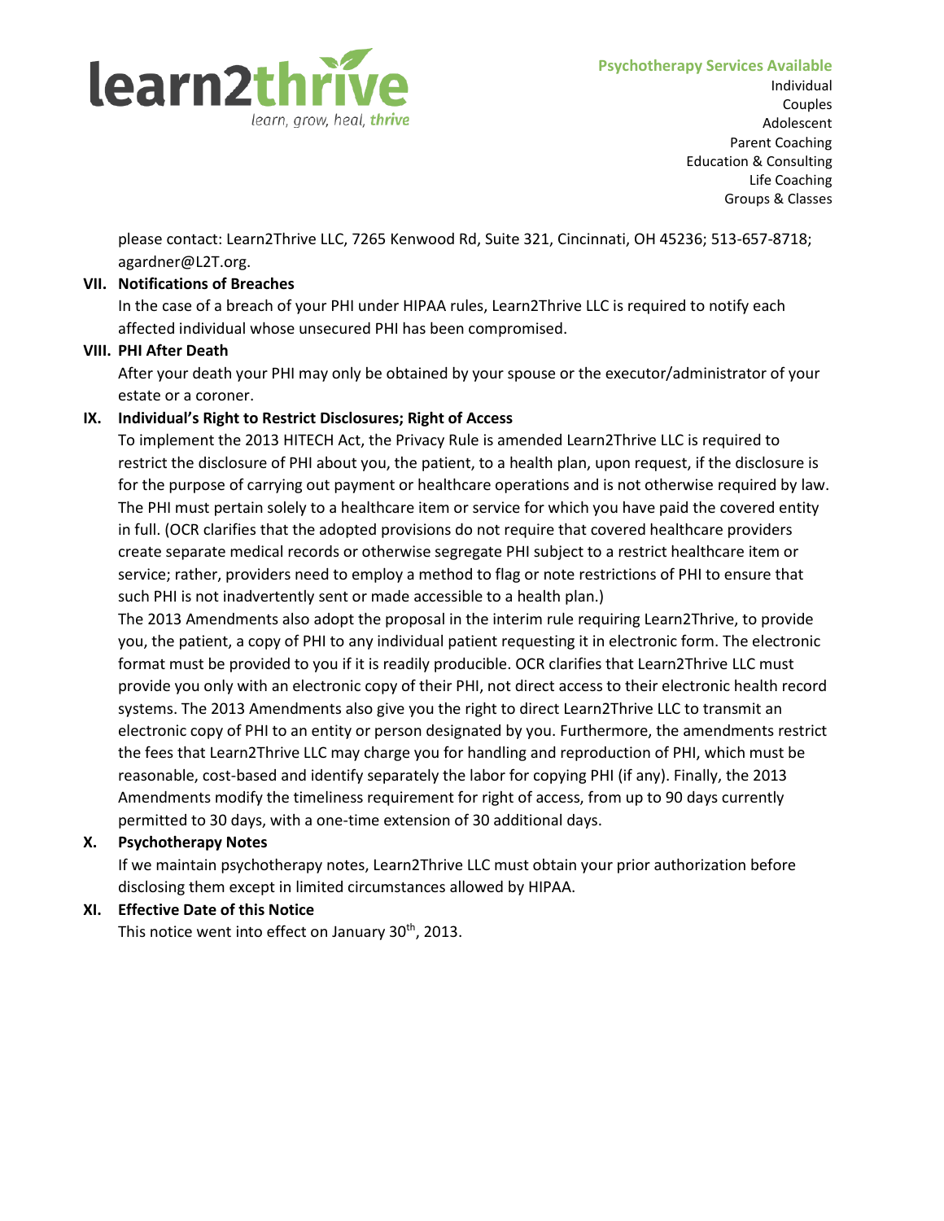please contact: Learn2Thrive LLC, 7265 Kenwood Rd, Suite 321, Cincinnati, OH 45236; 513-657-8718; agardner@L2T.org.

### VII. Notifications of Breaches

In the case of a breach of your PHI under HIPAA rules, Learn2Thrive LLC is required to notify each affected individual whose unsecured PHI has been compromised.

### VIII. PHI After Death

After your death your PHI may only be obtained by your spouse or the executor/administrator of your estate or a coroner.

### IX. Individual's Right to Restrict Disclosures; Right of Access

To implement the 2013 HITECH Act, the Privacy Rule is amended Learn2Thrive LLC is required to restrict the disclosure of PHI about you, the patient, to a health plan, upon request, if the disclosure is for the purpose of carrying out payment or healthcare operations and is not otherwise required by law. The PHI must pertain solely to a healthcare item or service for which you have paid the covered entity in full. (OCR clarifies that the adopted provisions do not require that covered healthcare providers create separate medical records or otherwise segregate PHI subject to a restrict healthcare item or service; rather, providers need to employ a method to flag or note restrictions of PHI to ensure that such PHI is not inadvertently sent or made accessible to a health plan.)

The 2013 Amendments also adopt the proposal in the interim rule requiring Learn2Thrive, to provide you, the patient, a copy of PHI to any individual patient requesting it in electronic form. The electronic format must be provided to you if it is readily producible. OCR clarifies that Learn2Thrive LLC must provide you only with an electronic copy of their PHI, not direct access to their electronic health record systems. The 2013 Amendments also give you the right to direct Learn2Thrive LLC to transmit an electronic copy of PHI to an entity or person designated by you. Furthermore, the amendments restrict the fees that Learn2Thrive LLC may charge you for handling and reproduction of PHI, which must be reasonable, cost-based and identify separately the labor for copying PHI (if any). Finally, the 2013 Amendments modify the timeliness requirement for right of access, from up to 90 days currently permitted to 30 days, with a one-time extension of 30 additional days.

### X. Psychotherapy Notes

If we maintain psychotherapy notes, Learn2Thrive LLC must obtain your prior authorization before disclosing them except in limited circumstances allowed by HIPAA.

### XI. Effective Date of this Notice

This notice went into effect on January 30th, 2013.